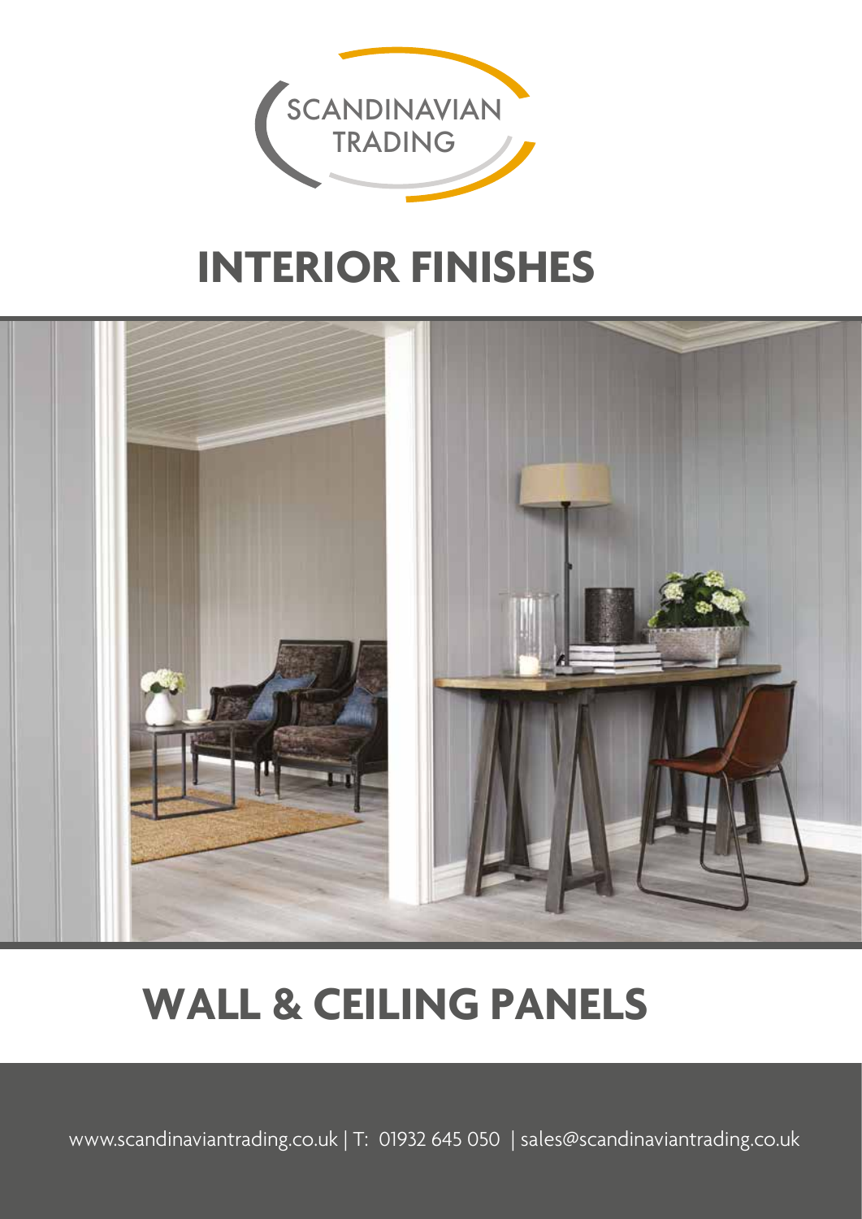SCANDINAVIAN TRADING

# INTERIOR FINISHES

# WALL & CEILING PANELS

www.scandinaviantrading.co.uk | T: 01932 645 050 | sales@scandinaviantrading.co.uk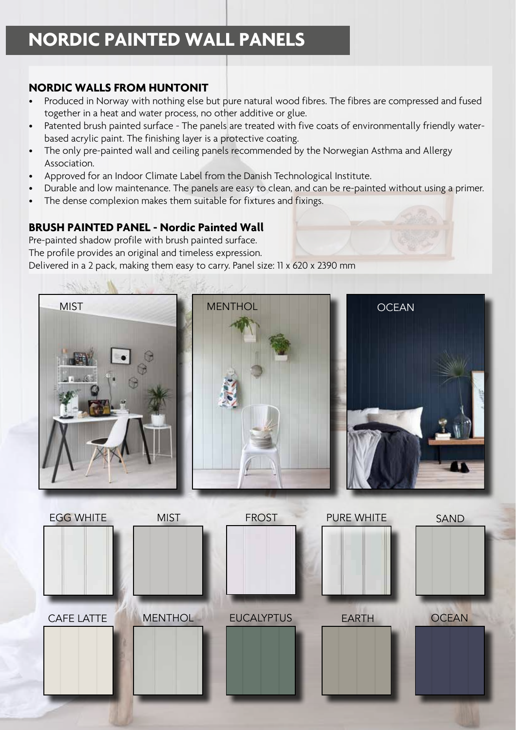# NORDIC PAINTED WALL PANELS

### NORDIC WALLS FROM HUNTONIT

- Produced in Norway with nothing else but pure natural wood fibres. The fibres are compressed and fused together in a heat and water process, no other additive or glue.
- Patented brush painted surface - The panels are treated with five coats of environmentally friendly water-based acrylic paint. The finishing layer is a protective coating.
- The only pre-painted wall and ceiling panels recommended by the Norwegian Asthma and Allergy Association.
- Approved for an Indoor Climate Label from the Danish Technological Institute.
- Durable and low maintenance. The panels are easy to clean, and can be re-painted without using a primer.
- The dense complexion makes them suitable for fixtures and fixings.

### BRUSH PAINTED PANEL - Nordic Painted Wall

Pre-painted shadow profile with brush painted surface.
The profile provides an original and timeless expression.
Delivered in a 2 pack, making them easy to carry. Panel size: 11 x 620 x 2390 mm

MIST

MENTHOL

OCEAN

EGG WHITE

MIST

FROST

PURE WHITE

SAND

CAFE LATTE

MENTHOL

EUCALYPTUS

EARTH

OCEAN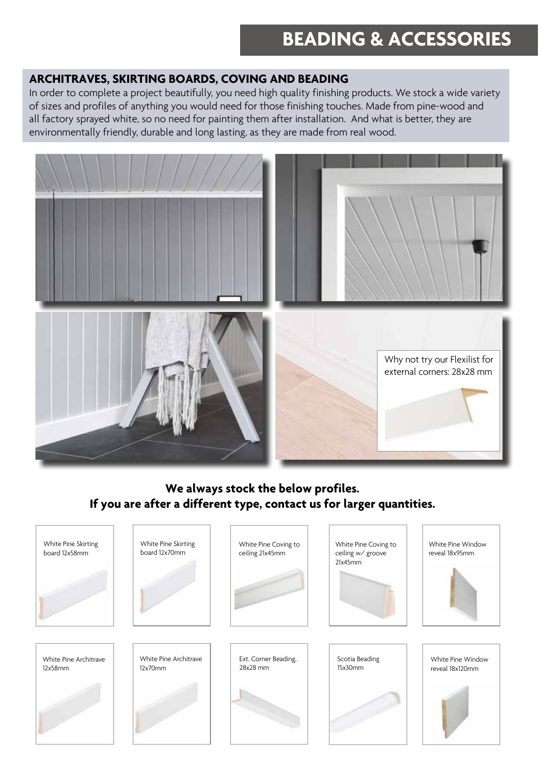# BEADING & ACCESSORIES

## ARCHITRAVES, SKIRTING BOARDS, COVING AND BEADING

In order to complete a project beautifully, you need high quality finishing products. We stock a wide variety of sizes and profiles of anything you would need for those finishing touches. Made from pine-wood and all factory sprayed white, so no need for painting them after installation. And what is better, they are environmentally friendly, durable and long lasting, as they are made from real wood.

Why not try our Flexilist for external corners: 28x28 mm

**We always stock the below profiles.**
**If you are after a different type, contact us for larger quantities.**

White Pine Skirting board 12x58mm

White Pine Skirting board 12x70mm

White Pine Coving to ceiling 21x45mm

White Pine Coving to ceiling w/ groove 21x45mm

White Pine Window reveal 18x95mm

White Pine Architrave 12x58mm

White Pine Architrave 12x70mm

Ext. Corner Beading, 28x28 mm

Scotia Beading 15x30mm

White Pine Window reveal 18x120mm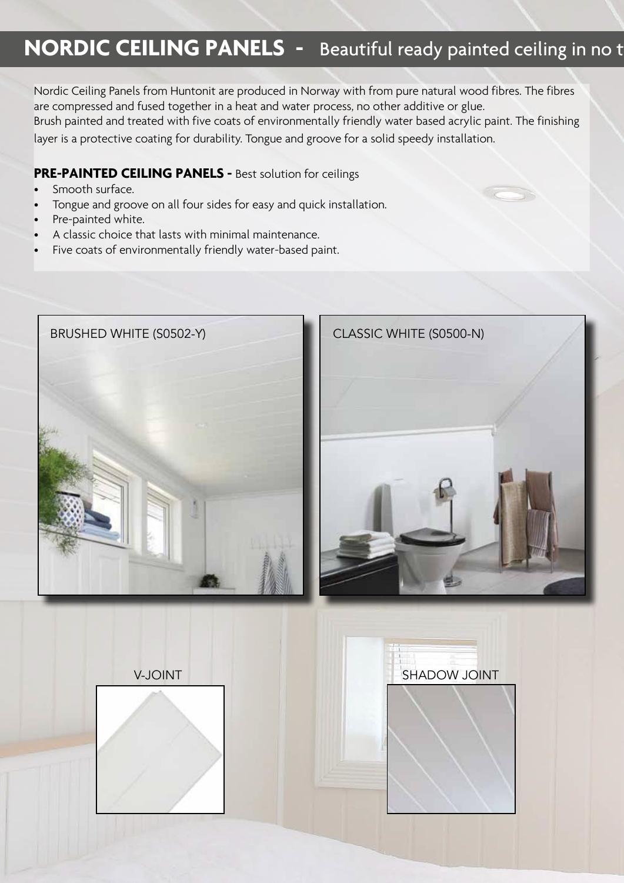# NORDIC CEILING PANELS - Beautiful ready painted ceiling in no t

Nordic Ceiling Panels from Huntonit are produced in Norway with from pure natural wood fibres. The fibres are compressed and fused together in a heat and water process, no other additive or glue.
Brush painted and treated with five coats of environmentally friendly water based acrylic paint. The finishing layer is a protective coating for durability. Tongue and groove for a solid speedy installation.

**PRE-PAINTED CEILING PANELS -** Best solution for ceilings

- Smooth surface.
- Tongue and groove on all four sides for easy and quick installation.
- Pre-painted white.
- A classic choice that lasts with minimal maintenance.
- Five coats of environmentally friendly water-based paint.

BRUSHED WHITE (S0502-Y)

CLASSIC WHITE (S0500-N)

V-JOINT

SHADOW JOINT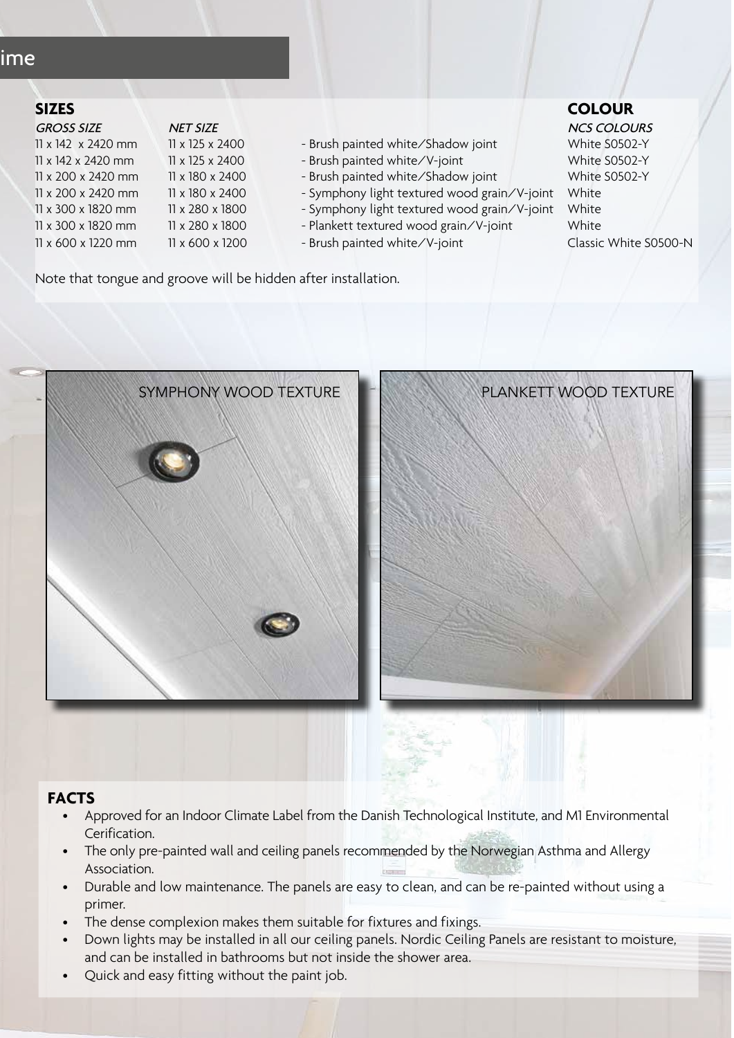## SIZES

| *GROSS SIZE* | *NET SIZE* | | ***COLOUR*** *NCS COLOURS* |
|---|---|---|---|
| 11 x 142 x 2420 mm | 11 x 125 x 2400 | - Brush painted white/Shadow joint | White S0502-Y |
| 11 x 142 x 2420 mm | 11 x 125 x 2400 | - Brush painted white/V-joint | White S0502-Y |
| 11 x 200 x 2420 mm | 11 x 180 x 2400 | - Brush painted white/Shadow joint | White S0502-Y |
| 11 x 200 x 2420 mm | 11 x 180 x 2400 | - Symphony light textured wood grain/V-joint | White |
| 11 x 300 x 1820 mm | 11 x 280 x 1800 | - Symphony light textured wood grain/V-joint | White |
| 11 x 300 x 1820 mm | 11 x 280 x 1800 | - Plankett textured wood grain/V-joint | White |
| 11 x 600 x 1220 mm | 11 x 600 x 1200 | - Brush painted white/V-joint | Classic White S0500-N |

Note that tongue and groove will be hidden after installation.

SYMPHONY WOOD TEXTURE

PLANKETT WOOD TEXTURE

## FACTS

- Approved for an Indoor Climate Label from the Danish Technological Institute, and M1 Environmental Cerification.
- The only pre-painted wall and ceiling panels recommended by the Norwegian Asthma and Allergy Association.
- Durable and low maintenance. The panels are easy to clean, and can be re-painted without using a primer.
- The dense complexion makes them suitable for fixtures and fixings.
- Down lights may be installed in all our ceiling panels. Nordic Ceiling Panels are resistant to moisture, and can be installed in bathrooms but not inside the shower area.
- Quick and easy fitting without the paint job.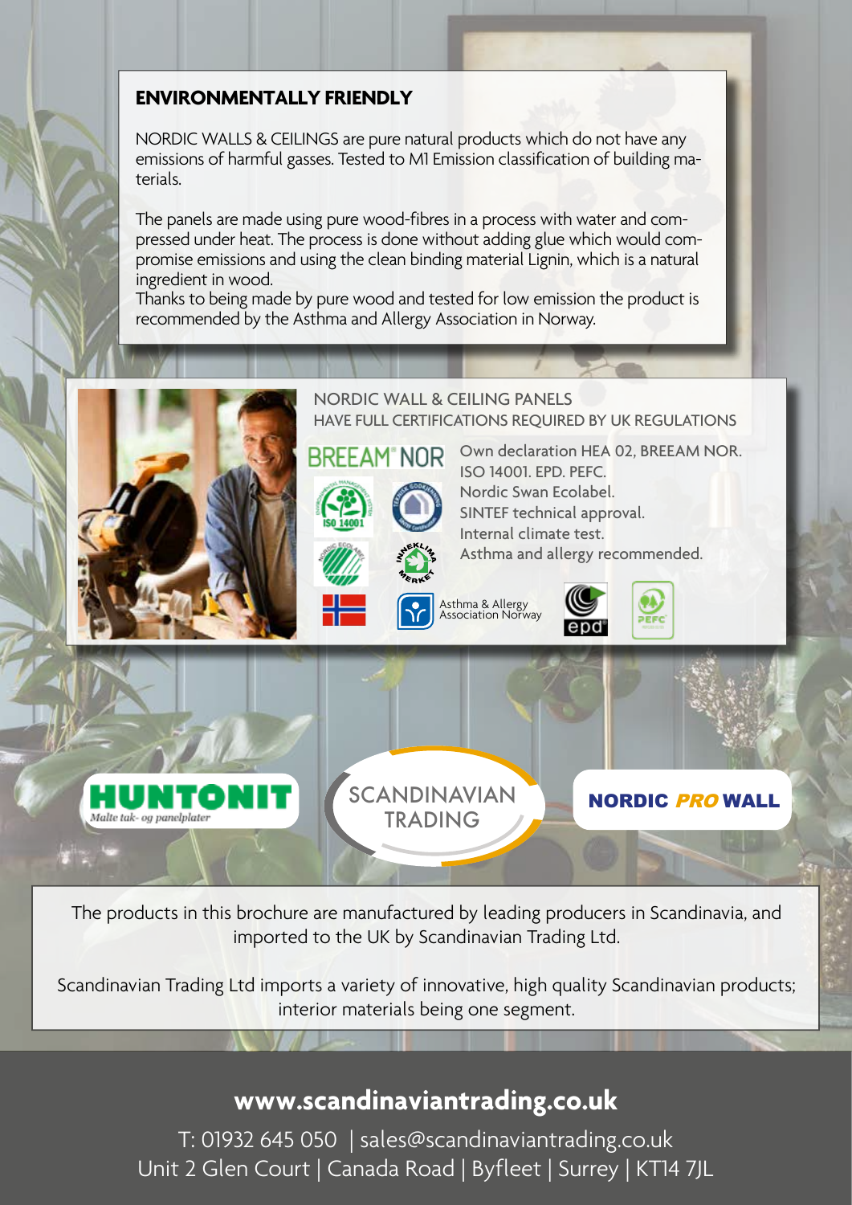## ENVIRONMENTALLY FRIENDLY

NORDIC WALLS & CEILINGS are pure natural products which do not have any emissions of harmful gasses. Tested to M1 Emission classification of building materials.

The panels are made using pure wood-fibres in a process with water and compressed under heat. The process is done without adding glue which would compromise emissions and using the clean binding material Lignin, which is a natural ingredient in wood.
Thanks to being made by pure wood and tested for low emission the product is recommended by the Asthma and Allergy Association in Norway.

NORDIC WALL & CEILING PANELS
HAVE FULL CERTIFICATIONS REQUIRED BY UK REGULATIONS

BREEAM® NOR

Own declaration HEA 02, BREEAM NOR.
ISO 14001. EPD. PEFC.
Nordic Swan Ecolabel.
SINTEF technical approval.
Internal climate test.
Asthma and allergy recommended.

ISO 14001

Asthma & Allergy Association Norway

epd

PEFC

HUNTONIT
Malte tak- og panelplater

SCANDINAVIAN TRADING

NORDIC PRO WALL

The products in this brochure are manufactured by leading producers in Scandinavia, and imported to the UK by Scandinavian Trading Ltd.

Scandinavian Trading Ltd imports a variety of innovative, high quality Scandinavian products; interior materials being one segment.

**www.scandinaviantrading.co.uk**

T: 01932 645 050 | sales@scandinaviantrading.co.uk
Unit 2 Glen Court | Canada Road | Byfleet | Surrey | KT14 7JL